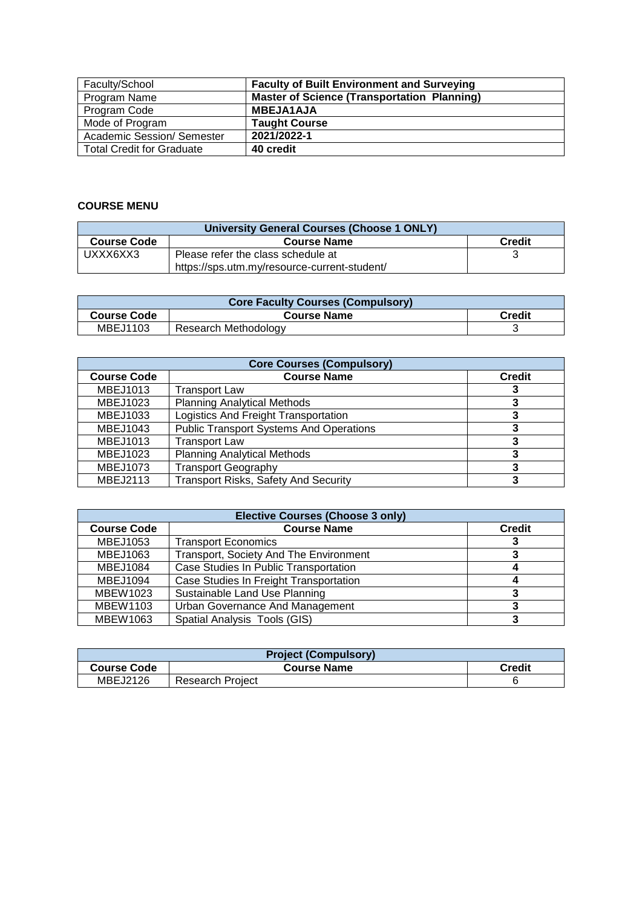| Faculty/School | **Faculty of Built Environment and Surveying** |
|---|---|
| Program Name | **Master of Science (Transportation Planning)** |
| Program Code | **MBEJA1AJA** |
| Mode of Program | **Taught Course** |
| Academic Session/ Semester | **2021/2022-1** |
| Total Credit for Graduate | **40 credit** |

**COURSE MENU**

| **University General Courses (Choose 1 ONLY)** | | |
|---|---|---|
| **Course Code** | **Course Name** | **Credit** |
| UXXX6XX3 | Please refer the class schedule at https://sps.utm.my/resource-current-student/ | 3 |

| **Core Faculty Courses (Compulsory)** | | |
|---|---|---|
| **Course Code** | **Course Name** | **Credit** |
| MBEJ1103 | Research Methodology | 3 |

| **Core Courses (Compulsory)** | | |
|---|---|---|
| **Course Code** | **Course Name** | **Credit** |
| MBEJ1013 | Transport Law | **3** |
| MBEJ1023 | Planning Analytical Methods | **3** |
| MBEJ1033 | Logistics And Freight Transportation | **3** |
| MBEJ1043 | Public Transport Systems And Operations | **3** |
| MBEJ1013 | Transport Law | **3** |
| MBEJ1023 | Planning Analytical Methods | **3** |
| MBEJ1073 | Transport Geography | **3** |
| MBEJ2113 | Transport Risks, Safety And Security | **3** |

| **Elective Courses (Choose 3 only)** | | |
|---|---|---|
| **Course Code** | **Course Name** | **Credit** |
| MBEJ1053 | Transport Economics | **3** |
| MBEJ1063 | Transport, Society And The Environment | **3** |
| MBEJ1084 | Case Studies In Public Transportation | **4** |
| MBEJ1094 | Case Studies In Freight Transportation | **4** |
| MBEW1023 | Sustainable Land Use Planning | **3** |
| MBEW1103 | Urban Governance And Management | **3** |
| MBEW1063 | Spatial Analysis Tools (GIS) | **3** |

| **Project (Compulsory)** | | |
|---|---|---|
| **Course Code** | **Course Name** | **Credit** |
| MBEJ2126 | Research Project | 6 |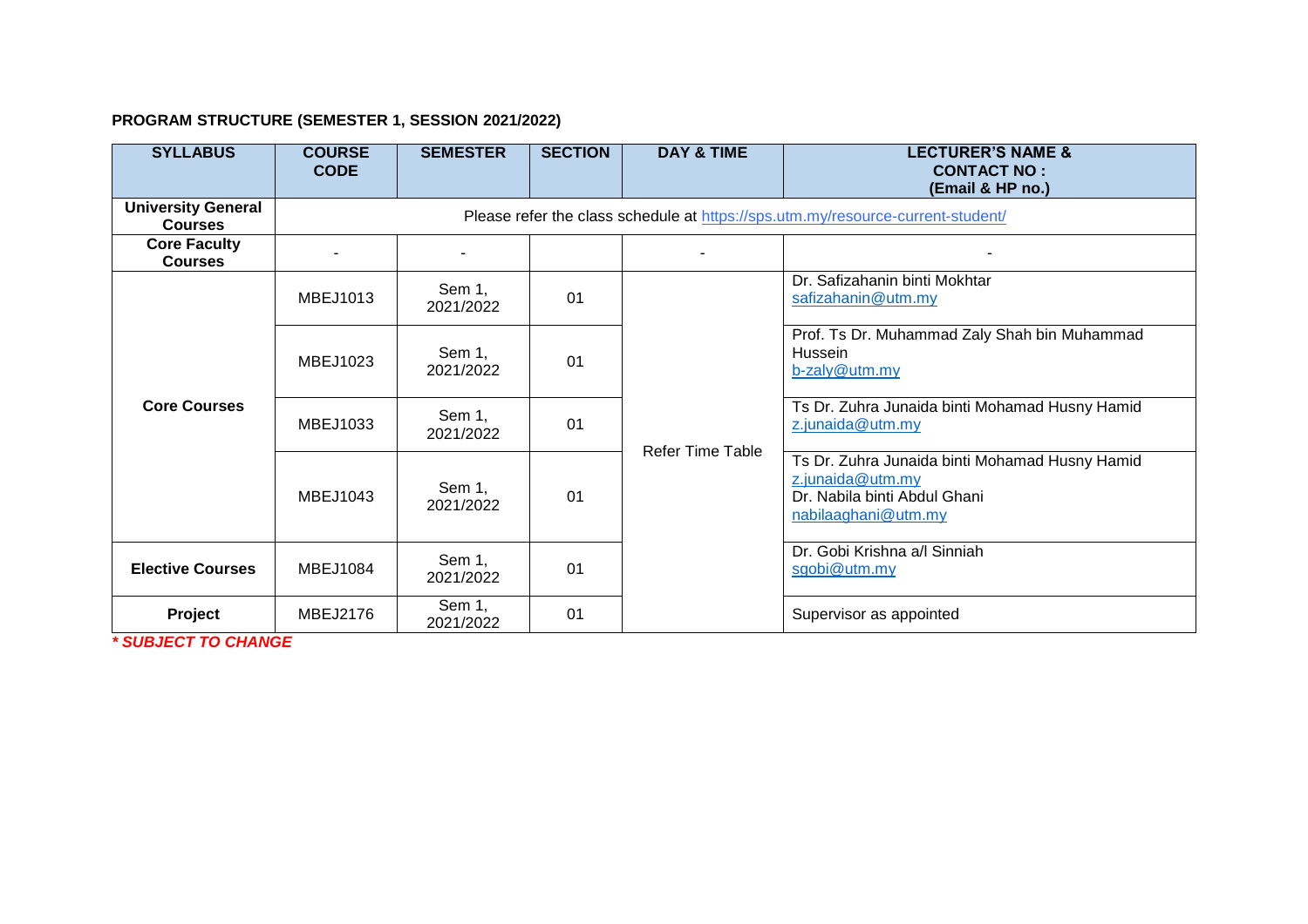**PROGRAM STRUCTURE (SEMESTER 1, SESSION 2021/2022)**

| SYLLABUS | COURSE CODE | SEMESTER | SECTION | DAY & TIME | LECTURER'S NAME & CONTACT NO : (Email & HP no.) |
|---|---|---|---|---|---|
| **University General Courses** | Please refer the class schedule at https://sps.utm.my/resource-current-student/ | | | | |
| **Core Faculty Courses** | - | - | | - | - |
| **Core Courses** | MBEJ1013 | Sem 1, 2021/2022 | 01 | Refer Time Table | Dr. Safizahanin binti Mokhtar safizahanin@utm.my |
| | MBEJ1023 | Sem 1, 2021/2022 | 01 | | Prof. Ts Dr. Muhammad Zaly Shah bin Muhammad Hussein b-zaly@utm.my |
| | MBEJ1033 | Sem 1, 2021/2022 | 01 | | Ts Dr. Zuhra Junaida binti Mohamad Husny Hamid z.junaida@utm.my |
| | MBEJ1043 | Sem 1, 2021/2022 | 01 | | Ts Dr. Zuhra Junaida binti Mohamad Husny Hamid z.junaida@utm.my Dr. Nabila binti Abdul Ghani nabilaaghani@utm.my |
| **Elective Courses** | MBEJ1084 | Sem 1, 2021/2022 | 01 | | Dr. Gobi Krishna a/l Sinniah sgobi@utm.my |
| **Project** | MBEJ2176 | Sem 1, 2021/2022 | 01 | | Supervisor as appointed |

***\* SUBJECT TO CHANGE***